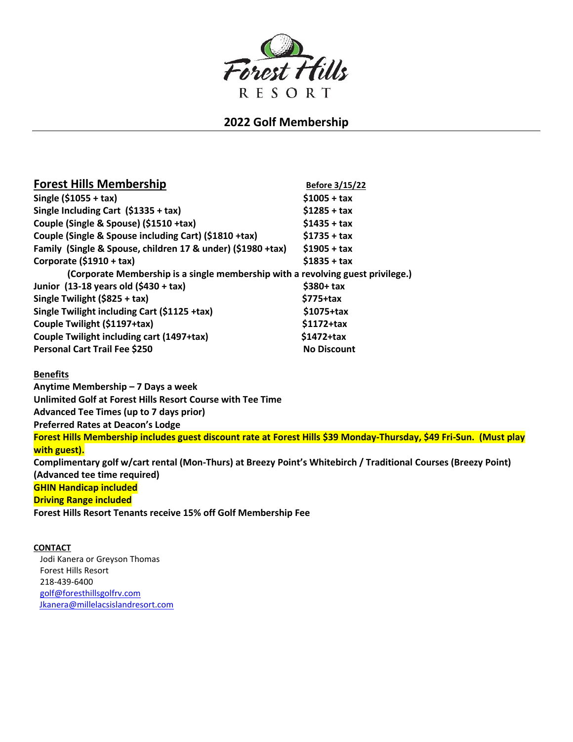# Forest Hills RESORT

## 2022 Golf Membership

| Forest Hills Membership | Before 3/15/22 |
|---|---|
| **Single ($1055 + tax)** | **$1005 + tax** |
| **Single Including Cart ($1335 + tax)** | **$1285 + tax** |
| **Couple (Single & Spouse) ($1510 +tax)** | **$1435 + tax** |
| **Couple (Single & Spouse including Cart) ($1810 +tax)** | **$1735 + tax** |
| **Family (Single & Spouse, children 17 & under) ($1980 +tax)** | **$1905 + tax** |
| **Corporate ($1910 + tax)** | **$1835 + tax** |
| **(Corporate Membership is a single membership with a revolving guest privilege.)** | |
| **Junior (13-18 years old ($430 + tax)** | **$380+ tax** |
| **Single Twilight ($825 + tax)** | **$775+tax** |
| **Single Twilight including Cart ($1125 +tax)** | **$1075+tax** |
| **Couple Twilight ($1197+tax)** | **$1172+tax** |
| **Couple Twilight including cart (1497+tax)** | **$1472+tax** |
| **Personal Cart Trail Fee $250** | **No Discount** |

**Benefits**

**Anytime Membership – 7 Days a week**
**Unlimited Golf at Forest Hills Resort Course with Tee Time**
**Advanced Tee Times (up to 7 days prior)**
**Preferred Rates at Deacon's Lodge**
**Forest Hills Membership includes guest discount rate at Forest Hills $39 Monday-Thursday, $49 Fri-Sun. (Must play with guest).**
**Complimentary golf w/cart rental (Mon-Thurs) at Breezy Point's Whitebirch / Traditional Courses (Breezy Point) (Advanced tee time required)**
**GHIN Handicap included**
**Driving Range included**
**Forest Hills Resort Tenants receive 15% off Golf Membership Fee**

**CONTACT**

Jodi Kanera or Greyson Thomas
Forest Hills Resort
218-439-6400
golf@foresthillsgolfrv.com
Jkanera@millelacsislandresort.com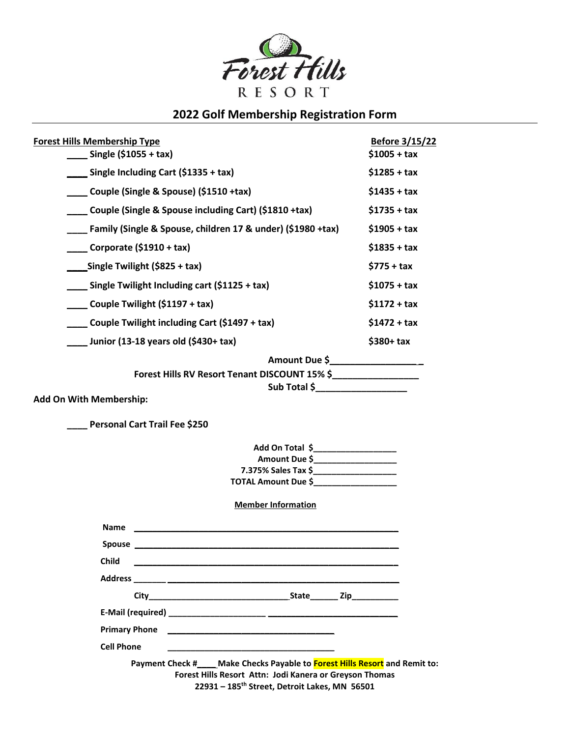Forest Hills

RESORT

# 2022 Golf Membership Registration Form

| Forest Hills Membership Type | Before 3/15/22 |
|---|---|
| ____ Single ($1055 + tax) | $1005 + tax |
| ____ Single Including Cart ($1335 + tax) | $1285 + tax |
| ____ Couple (Single & Spouse) ($1510 +tax) | $1435 + tax |
| ____ Couple (Single & Spouse including Cart) ($1810 +tax) | $1735 + tax |
| ____ Family (Single & Spouse, children 17 & under) ($1980 +tax) | $1905 + tax |
| ____ Corporate ($1910 + tax) | $1835 + tax |
| ____Single Twilight ($825 + tax) | $775 + tax |
| ____ Single Twilight Including cart ($1125 + tax) | $1075 + tax |
| ____ Couple Twilight ($1197 + tax) | $1172 + tax |
| ____ Couple Twilight including Cart ($1497 + tax) | $1472 + tax |
| ____ Junior (13-18 years old ($430+ tax) | $380+ tax |

**Amount Due $__________________**

**Forest Hills RV Resort Tenant DISCOUNT 15% $__________________**

**Sub Total $__________________**

**Add On With Membership:**

____ **Personal Cart Trail Fee $250**

**Add On Total $__________________**

**Amount Due $__________________**

**7.375% Sales Tax $__________________**

**TOTAL Amount Due $__________________**

**Member Information**

Name ____________________________________________________________

Spouse ____________________________________________________________

Child ____________________________________________________________

Address _______ ____________________________________________________

City________________________________State______ Zip__________

E-Mail (required) ______________________ ______________________________

Primary Phone ______________________________________

Cell Phone ______________________________________

**Payment Check #____ Make Checks Payable to Forest Hills Resort and Remit to:**

**Forest Hills Resort Attn: Jodi Kanera or Greyson Thomas**

**22931 – 185th Street, Detroit Lakes, MN 56501**